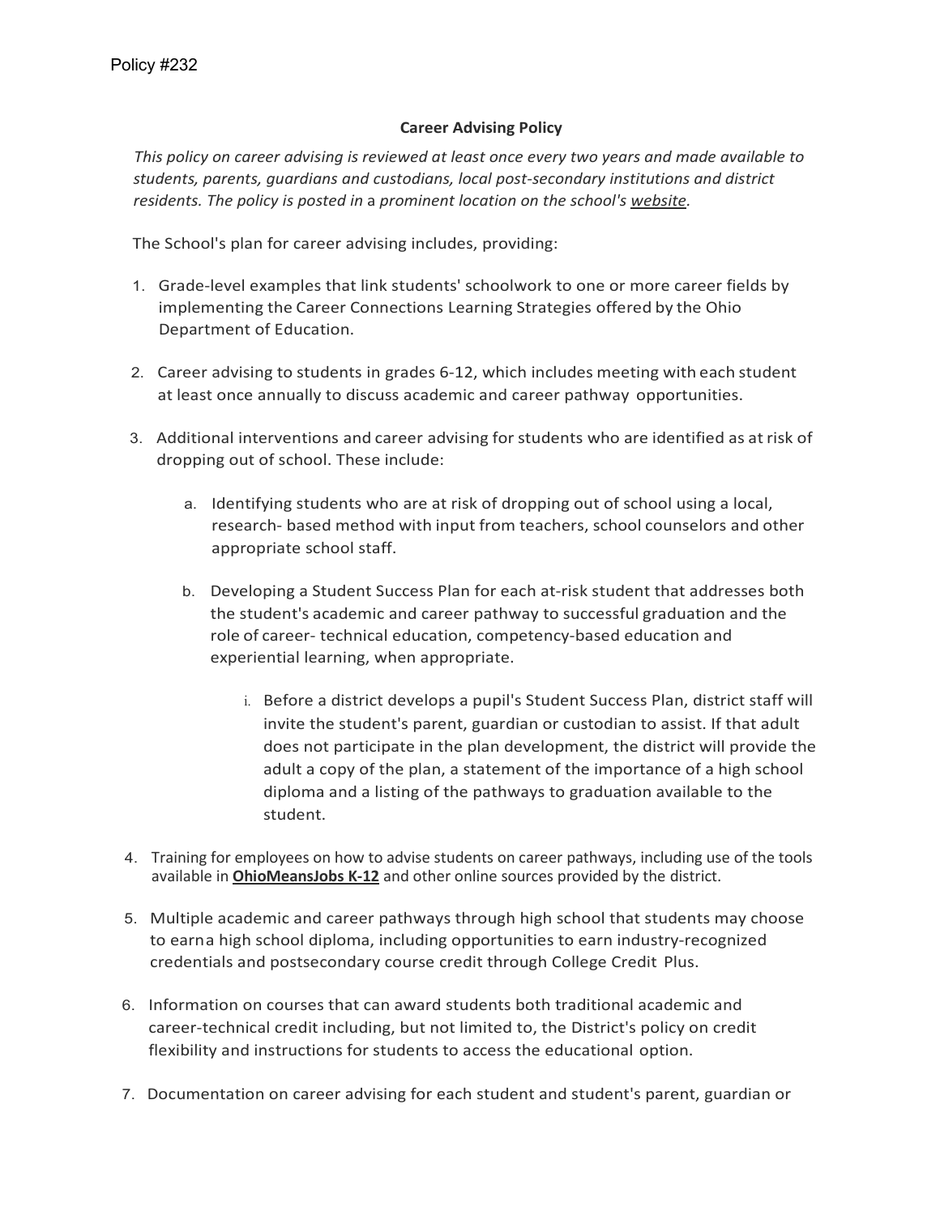Policy #232

## Career Advising Policy

*This policy on career advising is reviewed at least once every two years and made available to students, parents, guardians and custodians, local post-secondary institutions and district residents. The policy is posted in a prominent location on the school's website.*

The School's plan for career advising includes, providing:

1. Grade-level examples that link students' schoolwork to one or more career fields by implementing the Career Connections Learning Strategies offered by the Ohio Department of Education.

2. Career advising to students in grades 6-12, which includes meeting with each student at least once annually to discuss academic and career pathway opportunities.

3. Additional interventions and career advising for students who are identified as at risk of dropping out of school. These include:

   a. Identifying students who are at risk of dropping out of school using a local, research- based method with input from teachers, school counselors and other appropriate school staff.

   b. Developing a Student Success Plan for each at-risk student that addresses both the student's academic and career pathway to successful graduation and the role of career- technical education, competency-based education and experiential learning, when appropriate.

      i. Before a district develops a pupil's Student Success Plan, district staff will invite the student's parent, guardian or custodian to assist. If that adult does not participate in the plan development, the district will provide the adult a copy of the plan, a statement of the importance of a high school diploma and a listing of the pathways to graduation available to the student.

4. Training for employees on how to advise students on career pathways, including use of the tools available in **OhioMeansJobs K-12** and other online sources provided by the district.

5. Multiple academic and career pathways through high school that students may choose to earn a high school diploma, including opportunities to earn industry-recognized credentials and postsecondary course credit through College Credit Plus.

6. Information on courses that can award students both traditional academic and career-technical credit including, but not limited to, the District's policy on credit flexibility and instructions for students to access the educational option.

7. Documentation on career advising for each student and student's parent, guardian or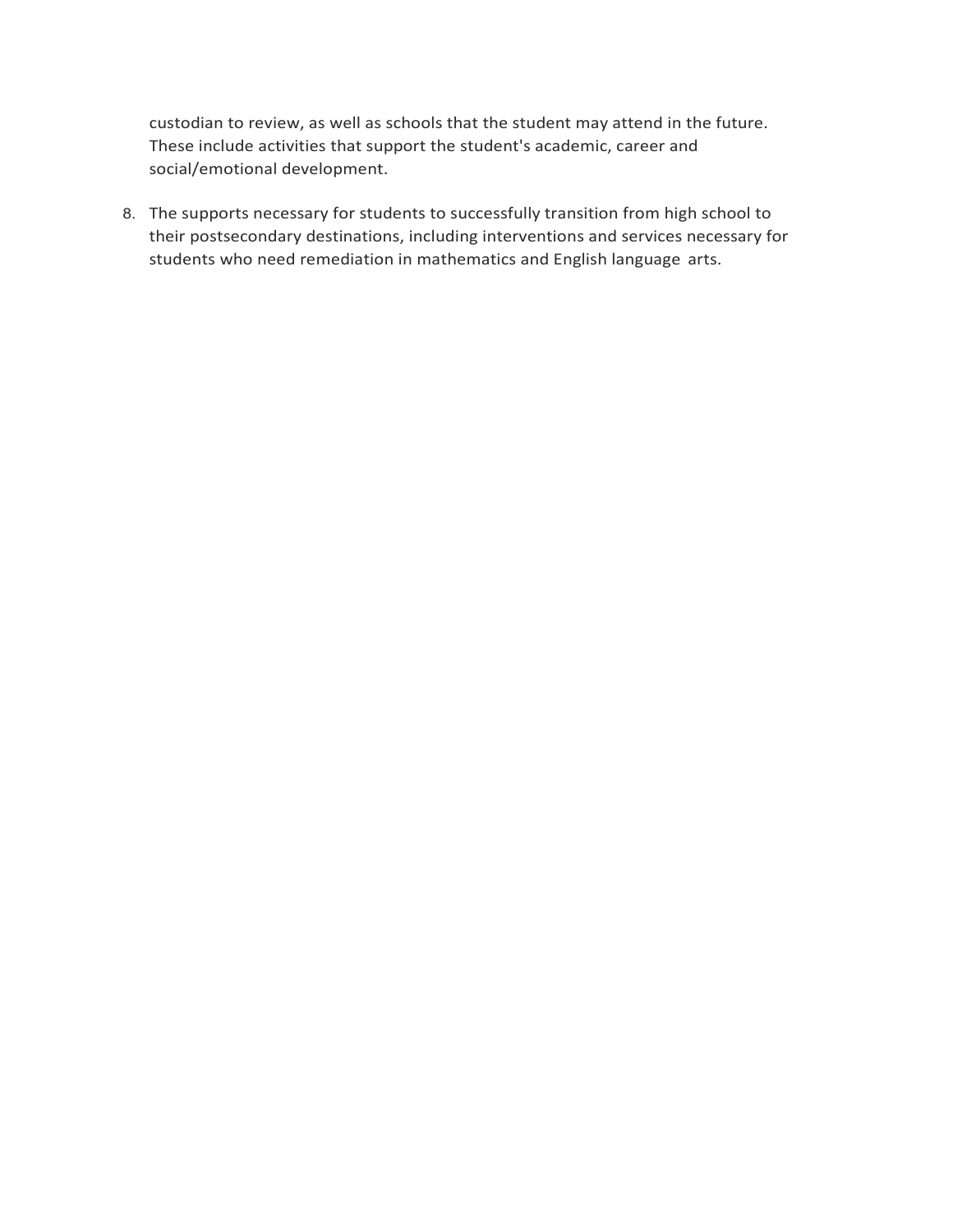custodian to review, as well as schools that the student may attend in the future. These include activities that support the student's academic, career and social/emotional development.

8. The supports necessary for students to successfully transition from high school to their postsecondary destinations, including interventions and services necessary for students who need remediation in mathematics and English language arts.